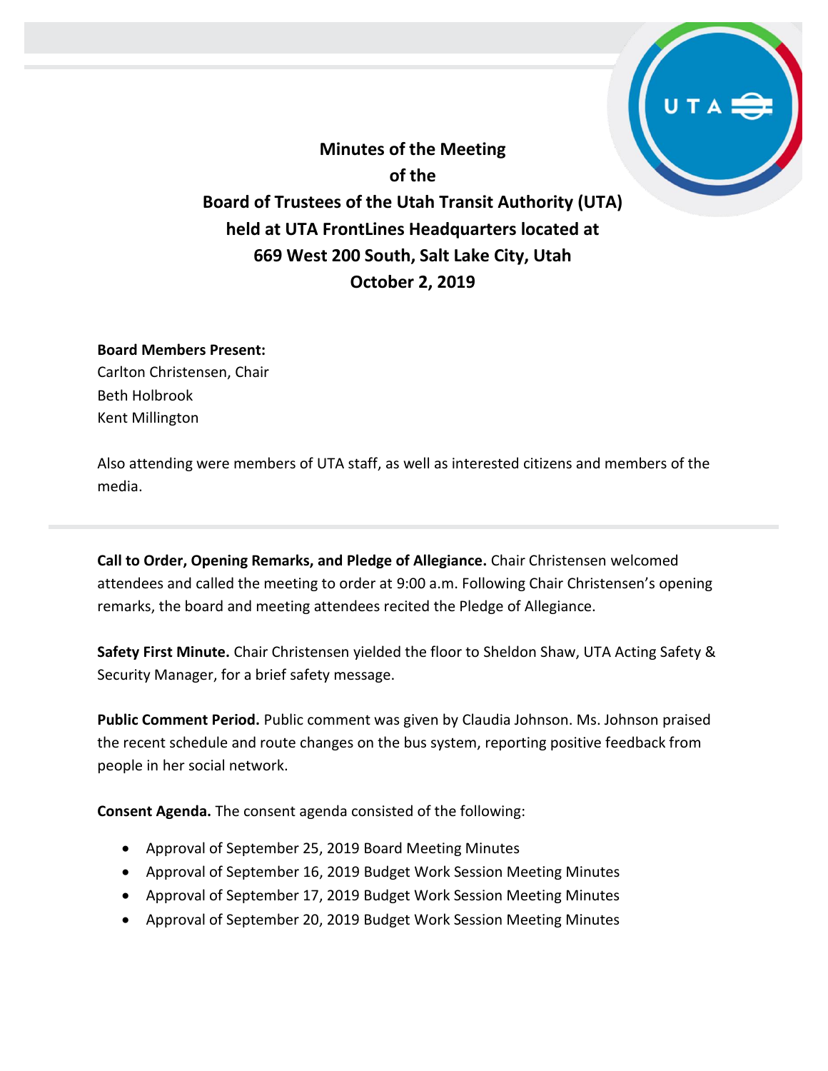# Minutes of the Meeting of the Board of Trustees of the Utah Transit Authority (UTA) held at UTA FrontLines Headquarters located at 669 West 200 South, Salt Lake City, Utah October 2, 2019

**Board Members Present:**
Carlton Christensen, Chair
Beth Holbrook
Kent Millington

Also attending were members of UTA staff, as well as interested citizens and members of the media.

---

**Call to Order, Opening Remarks, and Pledge of Allegiance.** Chair Christensen welcomed attendees and called the meeting to order at 9:00 a.m. Following Chair Christensen's opening remarks, the board and meeting attendees recited the Pledge of Allegiance.

**Safety First Minute.** Chair Christensen yielded the floor to Sheldon Shaw, UTA Acting Safety & Security Manager, for a brief safety message.

**Public Comment Period.** Public comment was given by Claudia Johnson. Ms. Johnson praised the recent schedule and route changes on the bus system, reporting positive feedback from people in her social network.

**Consent Agenda.** The consent agenda consisted of the following:

- Approval of September 25, 2019 Board Meeting Minutes
- Approval of September 16, 2019 Budget Work Session Meeting Minutes
- Approval of September 17, 2019 Budget Work Session Meeting Minutes
- Approval of September 20, 2019 Budget Work Session Meeting Minutes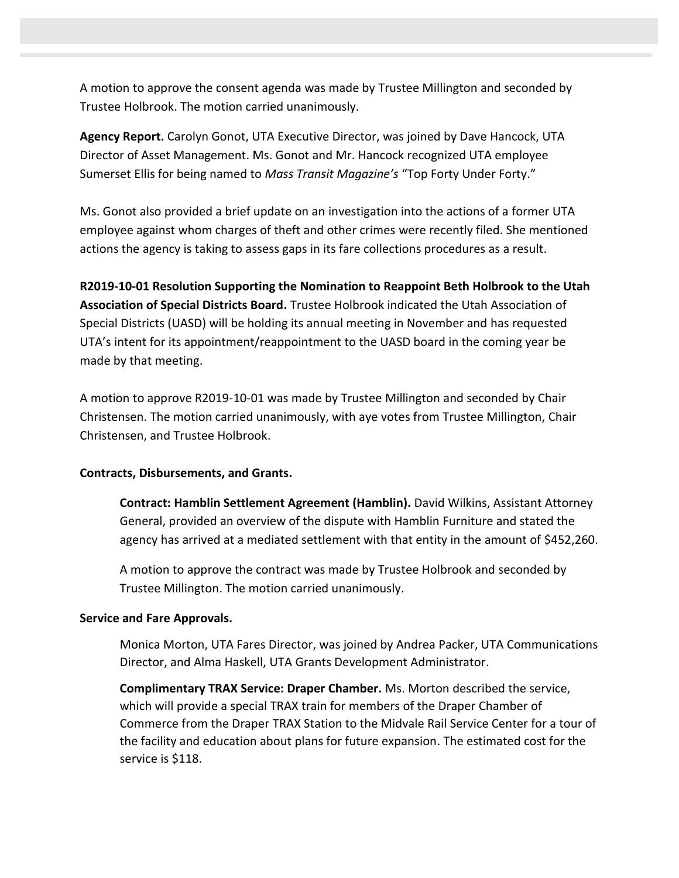A motion to approve the consent agenda was made by Trustee Millington and seconded by Trustee Holbrook. The motion carried unanimously.

**Agency Report.** Carolyn Gonot, UTA Executive Director, was joined by Dave Hancock, UTA Director of Asset Management. Ms. Gonot and Mr. Hancock recognized UTA employee Sumerset Ellis for being named to *Mass Transit Magazine's* "Top Forty Under Forty."

Ms. Gonot also provided a brief update on an investigation into the actions of a former UTA employee against whom charges of theft and other crimes were recently filed. She mentioned actions the agency is taking to assess gaps in its fare collections procedures as a result.

**R2019-10-01 Resolution Supporting the Nomination to Reappoint Beth Holbrook to the Utah Association of Special Districts Board.** Trustee Holbrook indicated the Utah Association of Special Districts (UASD) will be holding its annual meeting in November and has requested UTA's intent for its appointment/reappointment to the UASD board in the coming year be made by that meeting.

A motion to approve R2019-10-01 was made by Trustee Millington and seconded by Chair Christensen. The motion carried unanimously, with aye votes from Trustee Millington, Chair Christensen, and Trustee Holbrook.

**Contracts, Disbursements, and Grants.**

> **Contract: Hamblin Settlement Agreement (Hamblin).** David Wilkins, Assistant Attorney General, provided an overview of the dispute with Hamblin Furniture and stated the agency has arrived at a mediated settlement with that entity in the amount of $452,260.
>
> A motion to approve the contract was made by Trustee Holbrook and seconded by Trustee Millington. The motion carried unanimously.

**Service and Fare Approvals.**

> Monica Morton, UTA Fares Director, was joined by Andrea Packer, UTA Communications Director, and Alma Haskell, UTA Grants Development Administrator.
>
> **Complimentary TRAX Service: Draper Chamber.** Ms. Morton described the service, which will provide a special TRAX train for members of the Draper Chamber of Commerce from the Draper TRAX Station to the Midvale Rail Service Center for a tour of the facility and education about plans for future expansion. The estimated cost for the service is $118.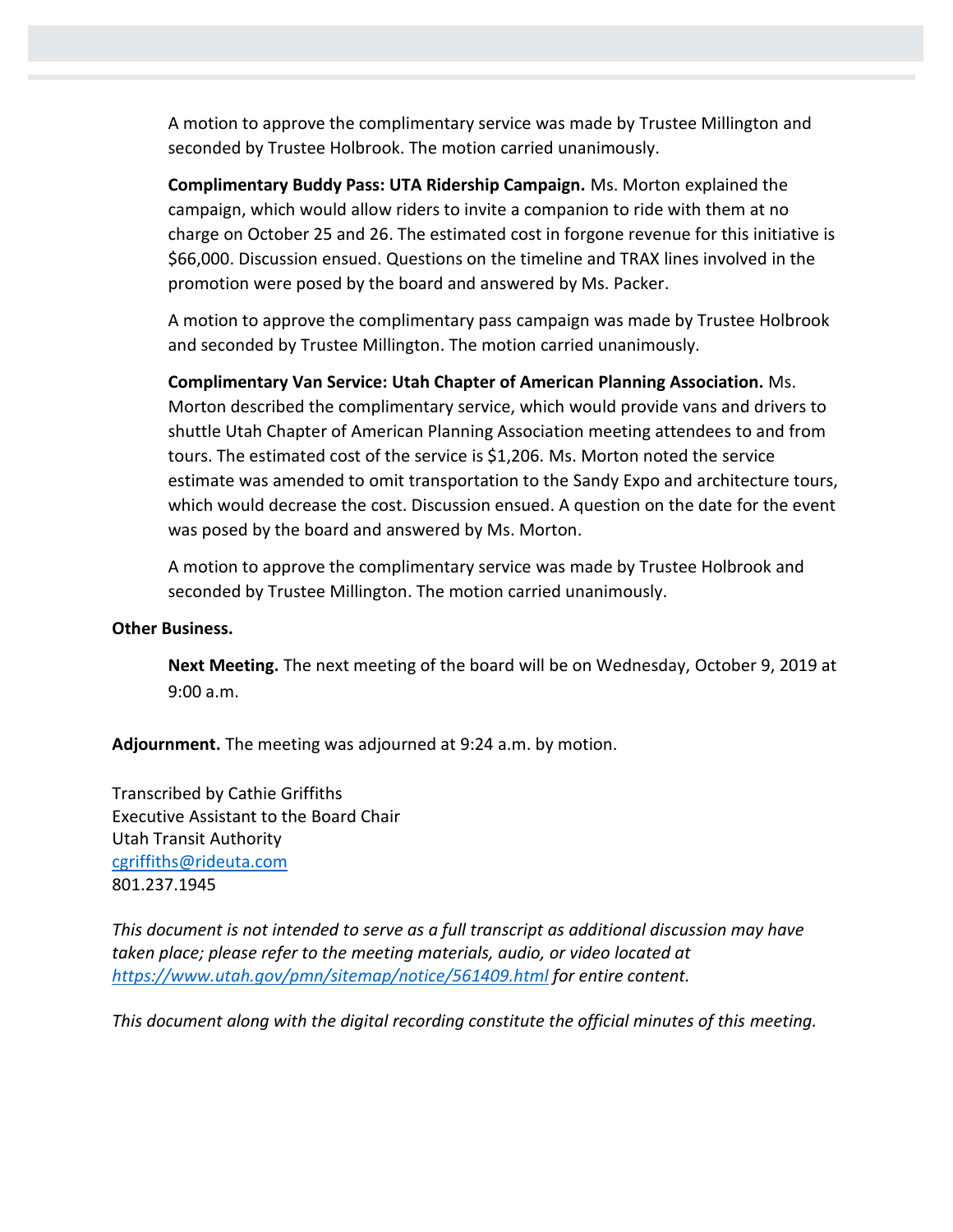A motion to approve the complimentary service was made by Trustee Millington and seconded by Trustee Holbrook. The motion carried unanimously.

**Complimentary Buddy Pass: UTA Ridership Campaign.** Ms. Morton explained the campaign, which would allow riders to invite a companion to ride with them at no charge on October 25 and 26. The estimated cost in forgone revenue for this initiative is $66,000. Discussion ensued. Questions on the timeline and TRAX lines involved in the promotion were posed by the board and answered by Ms. Packer.

A motion to approve the complimentary pass campaign was made by Trustee Holbrook and seconded by Trustee Millington. The motion carried unanimously.

**Complimentary Van Service: Utah Chapter of American Planning Association.** Ms. Morton described the complimentary service, which would provide vans and drivers to shuttle Utah Chapter of American Planning Association meeting attendees to and from tours. The estimated cost of the service is $1,206. Ms. Morton noted the service estimate was amended to omit transportation to the Sandy Expo and architecture tours, which would decrease the cost. Discussion ensued. A question on the date for the event was posed by the board and answered by Ms. Morton.

A motion to approve the complimentary service was made by Trustee Holbrook and seconded by Trustee Millington. The motion carried unanimously.

**Other Business.**

**Next Meeting.** The next meeting of the board will be on Wednesday, October 9, 2019 at 9:00 a.m.

**Adjournment.** The meeting was adjourned at 9:24 a.m. by motion.

Transcribed by Cathie Griffiths
Executive Assistant to the Board Chair
Utah Transit Authority
cgriffiths@rideuta.com
801.237.1945

*This document is not intended to serve as a full transcript as additional discussion may have taken place; please refer to the meeting materials, audio, or video located at https://www.utah.gov/pmn/sitemap/notice/561409.html for entire content.*

*This document along with the digital recording constitute the official minutes of this meeting.*